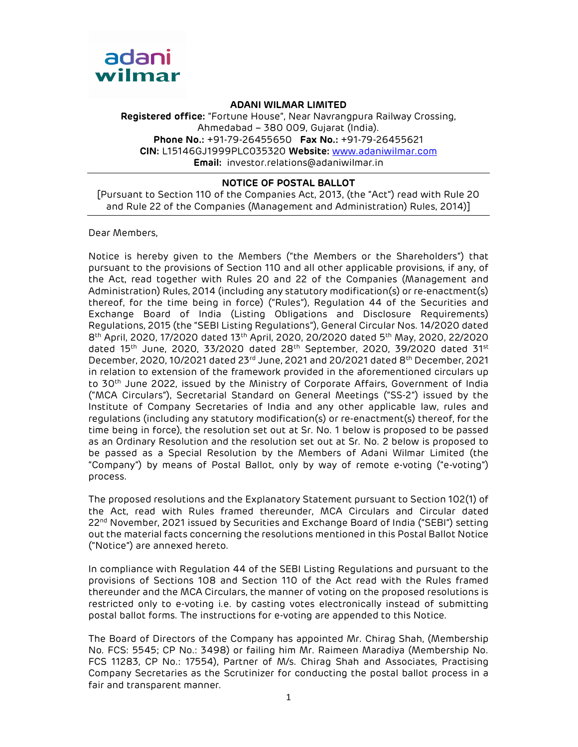**ADANI WILMAR LIMITED**

**Registered office:** "Fortune House", Near Navrangpura Railway Crossing, Ahmedabad – 380 009, Gujarat (India).

**Phone No.:** +91-79-26455650 **Fax No.:** +91-79-26455621

**CIN:** L15146GJ1999PLC035320 **Website:** www.adaniwilmar.com

**Email:** investor.relations@adaniwilmar.in

## NOTICE OF POSTAL BALLOT

[Pursuant to Section 110 of the Companies Act, 2013, (the "Act") read with Rule 20 and Rule 22 of the Companies (Management and Administration) Rules, 2014)]

Dear Members,

Notice is hereby given to the Members ("the Members or the Shareholders") that pursuant to the provisions of Section 110 and all other applicable provisions, if any, of the Act, read together with Rules 20 and 22 of the Companies (Management and Administration) Rules, 2014 (including any statutory modification(s) or re-enactment(s) thereof, for the time being in force) ("Rules"), Regulation 44 of the Securities and Exchange Board of India (Listing Obligations and Disclosure Requirements) Regulations, 2015 (the "SEBI Listing Regulations"), General Circular Nos. 14/2020 dated 8th April, 2020, 17/2020 dated 13th April, 2020, 20/2020 dated 5th May, 2020, 22/2020 dated 15th June, 2020, 33/2020 dated 28th September, 2020, 39/2020 dated 31st December, 2020, 10/2021 dated 23rd June, 2021 and 20/2021 dated 8th December, 2021 in relation to extension of the framework provided in the aforementioned circulars up to 30th June 2022, issued by the Ministry of Corporate Affairs, Government of India ("MCA Circulars"), Secretarial Standard on General Meetings ("SS-2") issued by the Institute of Company Secretaries of India and any other applicable law, rules and regulations (including any statutory modification(s) or re-enactment(s) thereof, for the time being in force), the resolution set out at Sr. No. 1 below is proposed to be passed as an Ordinary Resolution and the resolution set out at Sr. No. 2 below is proposed to be passed as a Special Resolution by the Members of Adani Wilmar Limited (the "Company") by means of Postal Ballot, only by way of remote e-voting ("e-voting") process.

The proposed resolutions and the Explanatory Statement pursuant to Section 102(1) of the Act, read with Rules framed thereunder, MCA Circulars and Circular dated 22nd November, 2021 issued by Securities and Exchange Board of India ("SEBI") setting out the material facts concerning the resolutions mentioned in this Postal Ballot Notice ("Notice") are annexed hereto.

In compliance with Regulation 44 of the SEBI Listing Regulations and pursuant to the provisions of Sections 108 and Section 110 of the Act read with the Rules framed thereunder and the MCA Circulars, the manner of voting on the proposed resolutions is restricted only to e-voting i.e. by casting votes electronically instead of submitting postal ballot forms. The instructions for e-voting are appended to this Notice.

The Board of Directors of the Company has appointed Mr. Chirag Shah, (Membership No. FCS: 5545; CP No.: 3498) or failing him Mr. Raimeen Maradiya (Membership No. FCS 11283, CP No.: 17554), Partner of M/s. Chirag Shah and Associates, Practising Company Secretaries as the Scrutinizer for conducting the postal ballot process in a fair and transparent manner.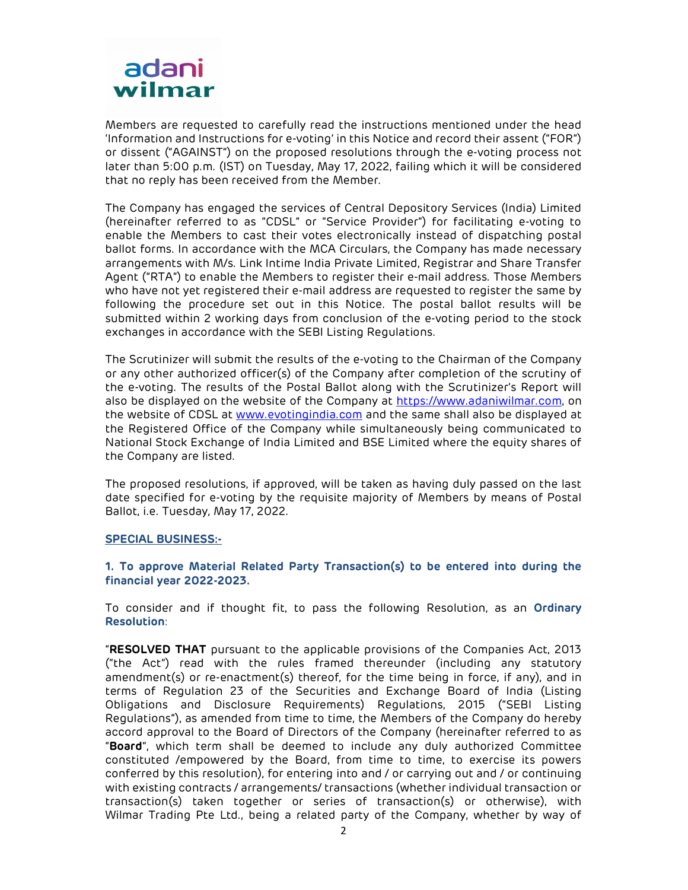Members are requested to carefully read the instructions mentioned under the head 'Information and Instructions for e-voting' in this Notice and record their assent ("FOR") or dissent ("AGAINST") on the proposed resolutions through the e-voting process not later than 5:00 p.m. (IST) on Tuesday, May 17, 2022, failing which it will be considered that no reply has been received from the Member.

The Company has engaged the services of Central Depository Services (India) Limited (hereinafter referred to as "CDSL" or "Service Provider") for facilitating e-voting to enable the Members to cast their votes electronically instead of dispatching postal ballot forms. In accordance with the MCA Circulars, the Company has made necessary arrangements with M/s. Link Intime India Private Limited, Registrar and Share Transfer Agent ("RTA") to enable the Members to register their e-mail address. Those Members who have not yet registered their e-mail address are requested to register the same by following the procedure set out in this Notice. The postal ballot results will be submitted within 2 working days from conclusion of the e-voting period to the stock exchanges in accordance with the SEBI Listing Regulations.

The Scrutinizer will submit the results of the e-voting to the Chairman of the Company or any other authorized officer(s) of the Company after completion of the scrutiny of the e-voting. The results of the Postal Ballot along with the Scrutinizer's Report will also be displayed on the website of the Company at https://www.adaniwilmar.com, on the website of CDSL at www.evotingindia.com and the same shall also be displayed at the Registered Office of the Company while simultaneously being communicated to National Stock Exchange of India Limited and BSE Limited where the equity shares of the Company are listed.

The proposed resolutions, if approved, will be taken as having duly passed on the last date specified for e-voting by the requisite majority of Members by means of Postal Ballot, i.e. Tuesday, May 17, 2022.

**SPECIAL BUSINESS:-**

**1. To approve Material Related Party Transaction(s) to be entered into during the financial year 2022-2023.**

To consider and if thought fit, to pass the following Resolution, as an **Ordinary Resolution**:

"**RESOLVED THAT** pursuant to the applicable provisions of the Companies Act, 2013 ("the Act") read with the rules framed thereunder (including any statutory amendment(s) or re-enactment(s) thereof, for the time being in force, if any), and in terms of Regulation 23 of the Securities and Exchange Board of India (Listing Obligations and Disclosure Requirements) Regulations, 2015 ("SEBI Listing Regulations"), as amended from time to time, the Members of the Company do hereby accord approval to the Board of Directors of the Company (hereinafter referred to as "**Board**", which term shall be deemed to include any duly authorized Committee constituted /empowered by the Board, from time to time, to exercise its powers conferred by this resolution), for entering into and / or carrying out and / or continuing with existing contracts / arrangements/ transactions (whether individual transaction or transaction(s) taken together or series of transaction(s) or otherwise), with Wilmar Trading Pte Ltd., being a related party of the Company, whether by way of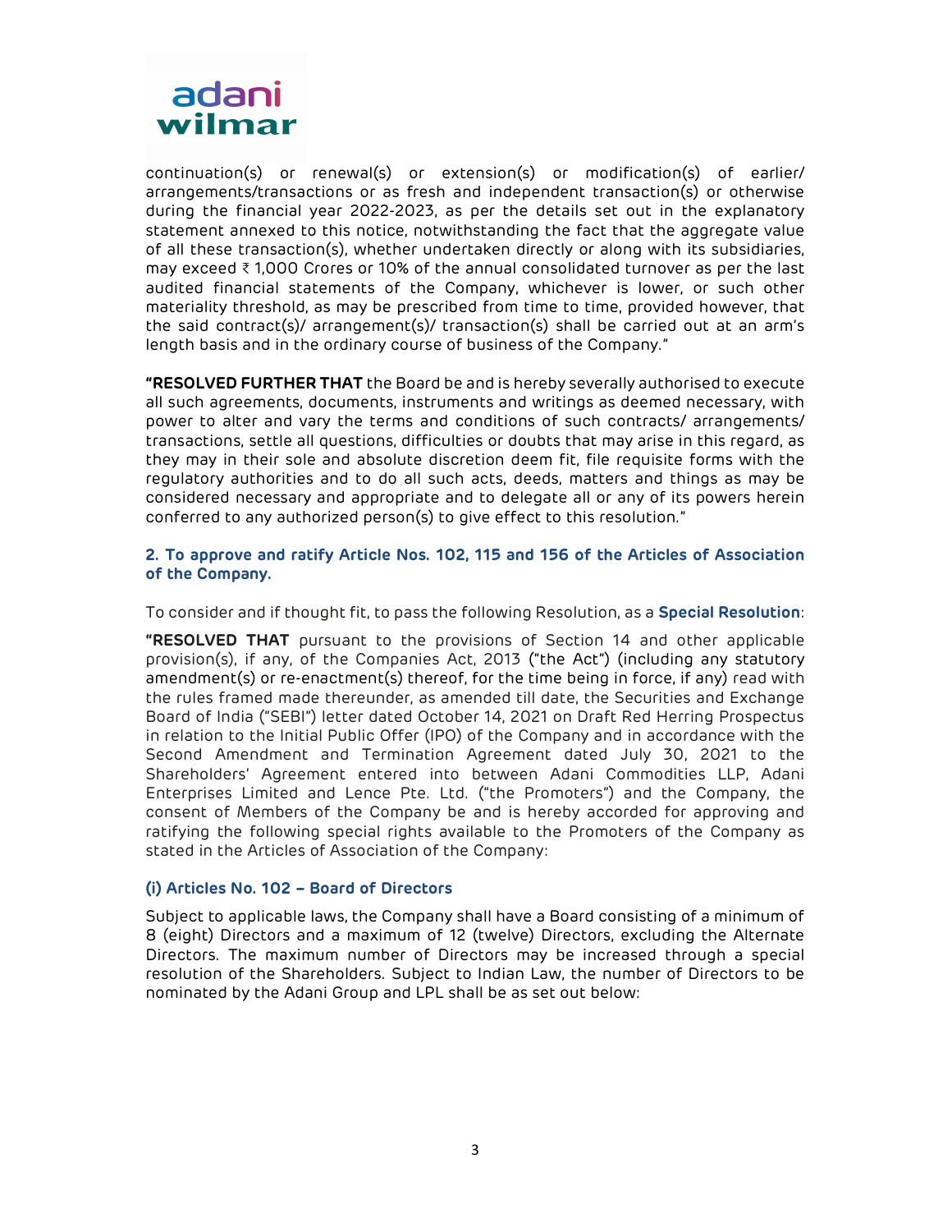continuation(s) or renewal(s) or extension(s) or modification(s) of earlier/ arrangements/transactions or as fresh and independent transaction(s) or otherwise during the financial year 2022-2023, as per the details set out in the explanatory statement annexed to this notice, notwithstanding the fact that the aggregate value of all these transaction(s), whether undertaken directly or along with its subsidiaries, may exceed ₹ 1,000 Crores or 10% of the annual consolidated turnover as per the last audited financial statements of the Company, whichever is lower, or such other materiality threshold, as may be prescribed from time to time, provided however, that the said contract(s)/ arrangement(s)/ transaction(s) shall be carried out at an arm's length basis and in the ordinary course of business of the Company."

**"RESOLVED FURTHER THAT** the Board be and is hereby severally authorised to execute all such agreements, documents, instruments and writings as deemed necessary, with power to alter and vary the terms and conditions of such contracts/ arrangements/ transactions, settle all questions, difficulties or doubts that may arise in this regard, as they may in their sole and absolute discretion deem fit, file requisite forms with the regulatory authorities and to do all such acts, deeds, matters and things as may be considered necessary and appropriate and to delegate all or any of its powers herein conferred to any authorized person(s) to give effect to this resolution."

### 2. To approve and ratify Article Nos. 102, 115 and 156 of the Articles of Association of the Company.

To consider and if thought fit, to pass the following Resolution, as a **Special Resolution**:

**"RESOLVED THAT** pursuant to the provisions of Section 14 and other applicable provision(s), if any, of the Companies Act, 2013 ("the Act") (including any statutory amendment(s) or re-enactment(s) thereof, for the time being in force, if any) read with the rules framed made thereunder, as amended till date, the Securities and Exchange Board of India ("SEBI") letter dated October 14, 2021 on Draft Red Herring Prospectus in relation to the Initial Public Offer (IPO) of the Company and in accordance with the Second Amendment and Termination Agreement dated July 30, 2021 to the Shareholders' Agreement entered into between Adani Commodities LLP, Adani Enterprises Limited and Lence Pte. Ltd. ("the Promoters") and the Company, the consent of Members of the Company be and is hereby accorded for approving and ratifying the following special rights available to the Promoters of the Company as stated in the Articles of Association of the Company:

#### (i) Articles No. 102 – Board of Directors

Subject to applicable laws, the Company shall have a Board consisting of a minimum of 8 (eight) Directors and a maximum of 12 (twelve) Directors, excluding the Alternate Directors. The maximum number of Directors may be increased through a special resolution of the Shareholders. Subject to Indian Law, the number of Directors to be nominated by the Adani Group and LPL shall be as set out below: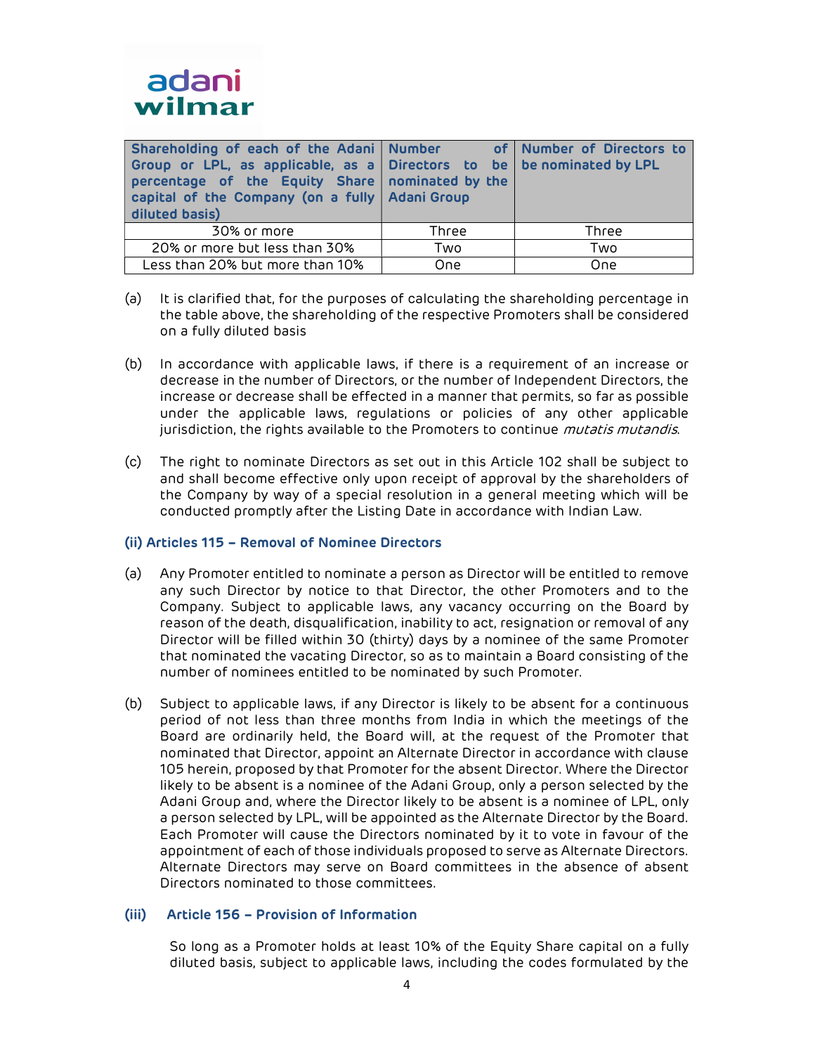| Shareholding of each of the Adani Group or LPL, as applicable, as a percentage of the Equity Share capital of the Company (on a fully diluted basis) | Number of Directors to be nominated by the Adani Group | Number of Directors to be nominated by LPL |
|---|---|---|
| 30% or more | Three | Three |
| 20% or more but less than 30% | Two | Two |
| Less than 20% but more than 10% | One | One |

(a) It is clarified that, for the purposes of calculating the shareholding percentage in the table above, the shareholding of the respective Promoters shall be considered on a fully diluted basis

(b) In accordance with applicable laws, if there is a requirement of an increase or decrease in the number of Directors, or the number of Independent Directors, the increase or decrease shall be effected in a manner that permits, so far as possible under the applicable laws, regulations or policies of any other applicable jurisdiction, the rights available to the Promoters to continue *mutatis mutandis*.

(c) The right to nominate Directors as set out in this Article 102 shall be subject to and shall become effective only upon receipt of approval by the shareholders of the Company by way of a special resolution in a general meeting which will be conducted promptly after the Listing Date in accordance with Indian Law.

### (ii) Articles 115 – Removal of Nominee Directors

(a) Any Promoter entitled to nominate a person as Director will be entitled to remove any such Director by notice to that Director, the other Promoters and to the Company. Subject to applicable laws, any vacancy occurring on the Board by reason of the death, disqualification, inability to act, resignation or removal of any Director will be filled within 30 (thirty) days by a nominee of the same Promoter that nominated the vacating Director, so as to maintain a Board consisting of the number of nominees entitled to be nominated by such Promoter.

(b) Subject to applicable laws, if any Director is likely to be absent for a continuous period of not less than three months from India in which the meetings of the Board are ordinarily held, the Board will, at the request of the Promoter that nominated that Director, appoint an Alternate Director in accordance with clause 105 herein, proposed by that Promoter for the absent Director. Where the Director likely to be absent is a nominee of the Adani Group, only a person selected by the Adani Group and, where the Director likely to be absent is a nominee of LPL, only a person selected by LPL, will be appointed as the Alternate Director by the Board. Each Promoter will cause the Directors nominated by it to vote in favour of the appointment of each of those individuals proposed to serve as Alternate Directors. Alternate Directors may serve on Board committees in the absence of absent Directors nominated to those committees.

### (iii) Article 156 – Provision of Information

So long as a Promoter holds at least 10% of the Equity Share capital on a fully diluted basis, subject to applicable laws, including the codes formulated by the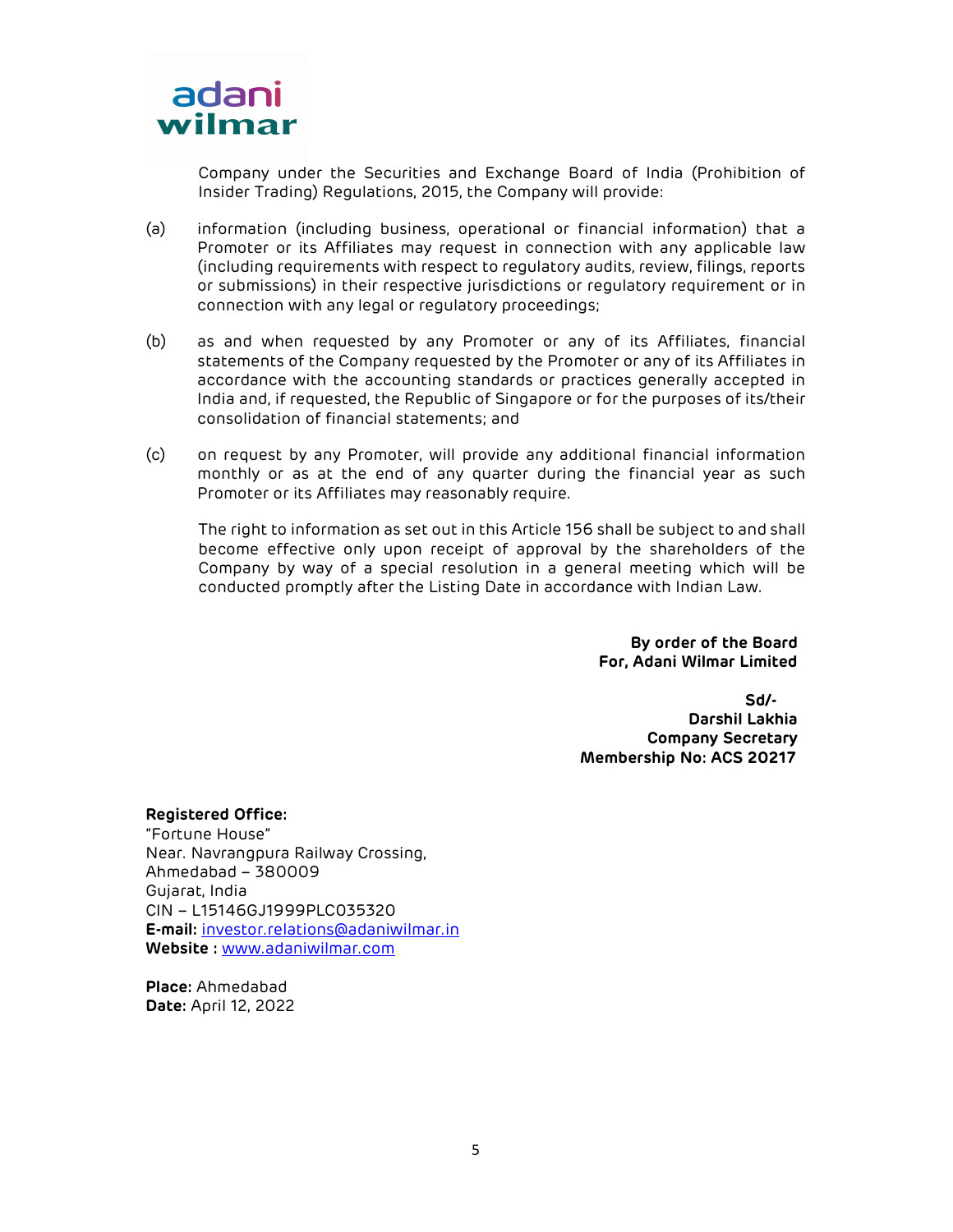Company under the Securities and Exchange Board of India (Prohibition of Insider Trading) Regulations, 2015, the Company will provide:

(a) information (including business, operational or financial information) that a Promoter or its Affiliates may request in connection with any applicable law (including requirements with respect to regulatory audits, review, filings, reports or submissions) in their respective jurisdictions or regulatory requirement or in connection with any legal or regulatory proceedings;

(b) as and when requested by any Promoter or any of its Affiliates, financial statements of the Company requested by the Promoter or any of its Affiliates in accordance with the accounting standards or practices generally accepted in India and, if requested, the Republic of Singapore or for the purposes of its/their consolidation of financial statements; and

(c) on request by any Promoter, will provide any additional financial information monthly or as at the end of any quarter during the financial year as such Promoter or its Affiliates may reasonably require.

The right to information as set out in this Article 156 shall be subject to and shall become effective only upon receipt of approval by the shareholders of the Company by way of a special resolution in a general meeting which will be conducted promptly after the Listing Date in accordance with Indian Law.

**By order of the Board**
**For, Adani Wilmar Limited**

**Sd/-**
**Darshil Lakhia**
**Company Secretary**
**Membership No: ACS 20217**

**Registered Office:**
"Fortune House"
Near. Navrangpura Railway Crossing,
Ahmedabad – 380009
Gujarat, India
CIN – L15146GJ1999PLC035320
**E-mail:** investor.relations@adaniwilmar.in
**Website :** www.adaniwilmar.com

**Place:** Ahmedabad
**Date:** April 12, 2022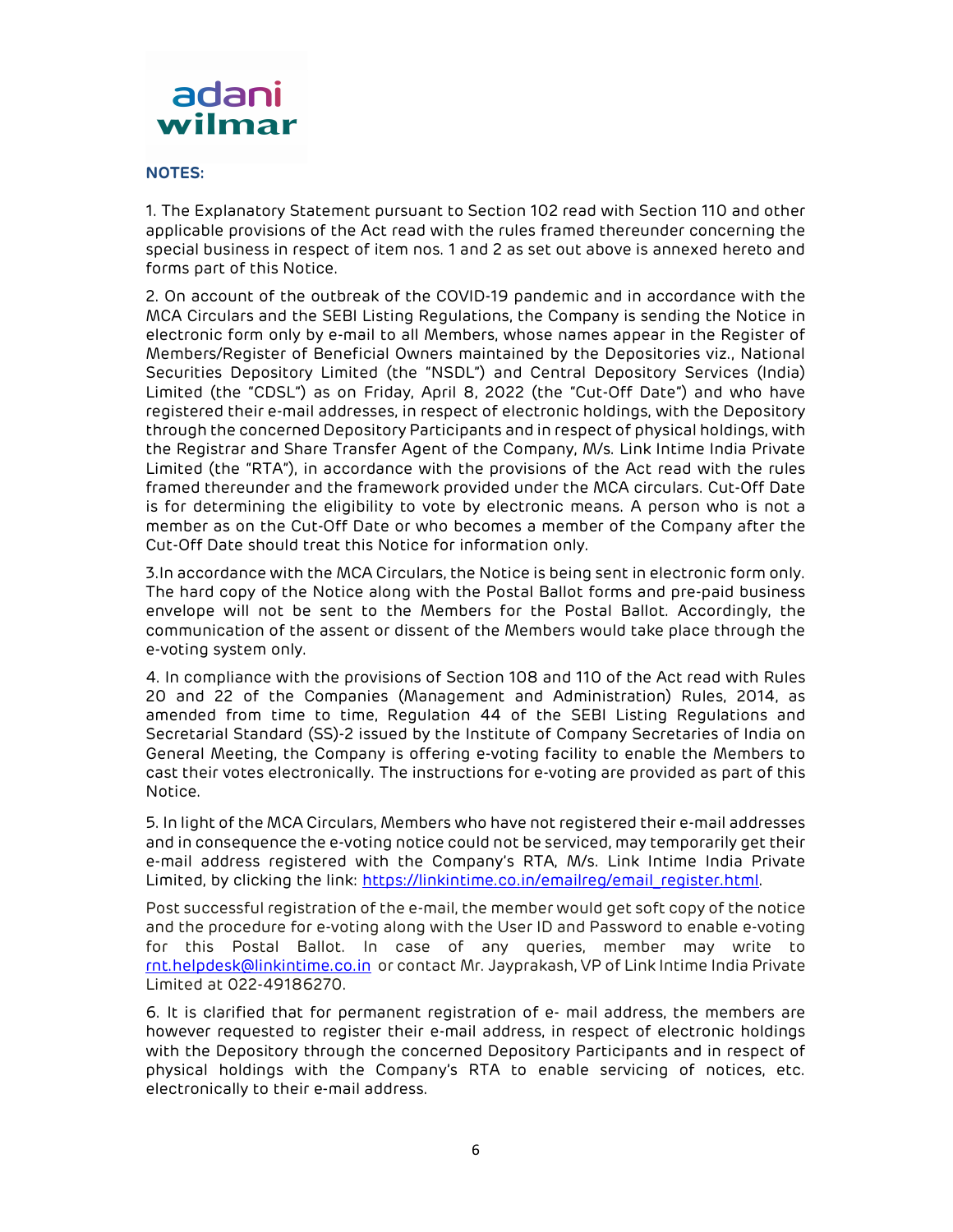**NOTES:**

1. The Explanatory Statement pursuant to Section 102 read with Section 110 and other applicable provisions of the Act read with the rules framed thereunder concerning the special business in respect of item nos. 1 and 2 as set out above is annexed hereto and forms part of this Notice.

2. On account of the outbreak of the COVID-19 pandemic and in accordance with the MCA Circulars and the SEBI Listing Regulations, the Company is sending the Notice in electronic form only by e-mail to all Members, whose names appear in the Register of Members/Register of Beneficial Owners maintained by the Depositories viz., National Securities Depository Limited (the "NSDL") and Central Depository Services (India) Limited (the "CDSL") as on Friday, April 8, 2022 (the "Cut-Off Date") and who have registered their e-mail addresses, in respect of electronic holdings, with the Depository through the concerned Depository Participants and in respect of physical holdings, with the Registrar and Share Transfer Agent of the Company, M/s. Link Intime India Private Limited (the "RTA"), in accordance with the provisions of the Act read with the rules framed thereunder and the framework provided under the MCA circulars. Cut-Off Date is for determining the eligibility to vote by electronic means. A person who is not a member as on the Cut-Off Date or who becomes a member of the Company after the Cut-Off Date should treat this Notice for information only.

3.In accordance with the MCA Circulars, the Notice is being sent in electronic form only. The hard copy of the Notice along with the Postal Ballot forms and pre-paid business envelope will not be sent to the Members for the Postal Ballot. Accordingly, the communication of the assent or dissent of the Members would take place through the e-voting system only.

4. In compliance with the provisions of Section 108 and 110 of the Act read with Rules 20 and 22 of the Companies (Management and Administration) Rules, 2014, as amended from time to time, Regulation 44 of the SEBI Listing Regulations and Secretarial Standard (SS)-2 issued by the Institute of Company Secretaries of India on General Meeting, the Company is offering e-voting facility to enable the Members to cast their votes electronically. The instructions for e-voting are provided as part of this Notice.

5. In light of the MCA Circulars, Members who have not registered their e-mail addresses and in consequence the e-voting notice could not be serviced, may temporarily get their e-mail address registered with the Company's RTA, M/s. Link Intime India Private Limited, by clicking the link: https://linkintime.co.in/emailreg/email_register.html.

Post successful registration of the e-mail, the member would get soft copy of the notice and the procedure for e-voting along with the User ID and Password to enable e-voting for this Postal Ballot. In case of any queries, member may write to rnt.helpdesk@linkintime.co.in or contact Mr. Jayprakash, VP of Link Intime India Private Limited at 022-49186270.

6. It is clarified that for permanent registration of e- mail address, the members are however requested to register their e-mail address, in respect of electronic holdings with the Depository through the concerned Depository Participants and in respect of physical holdings with the Company's RTA to enable servicing of notices, etc. electronically to their e-mail address.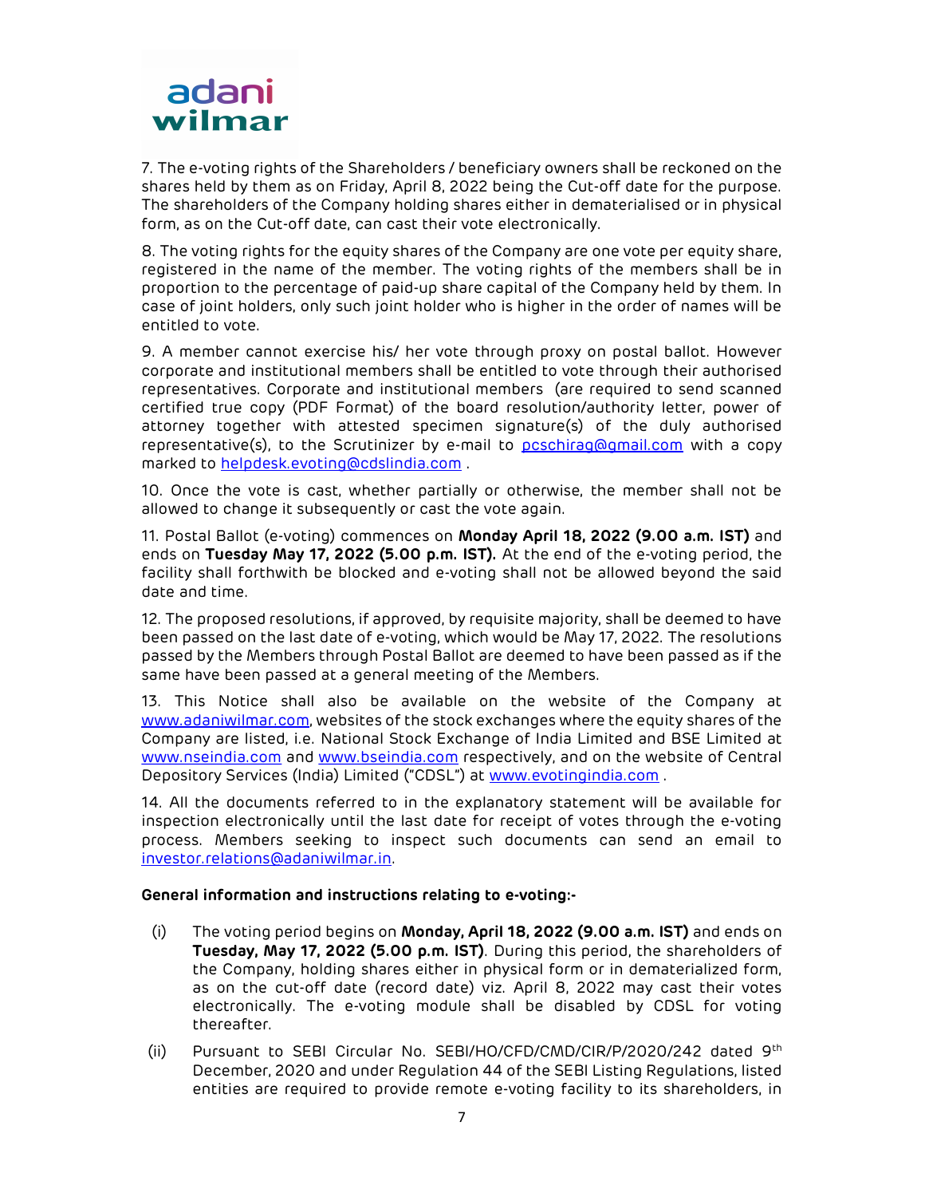7. The e-voting rights of the Shareholders / beneficiary owners shall be reckoned on the shares held by them as on Friday, April 8, 2022 being the Cut-off date for the purpose. The shareholders of the Company holding shares either in dematerialised or in physical form, as on the Cut-off date, can cast their vote electronically.

8. The voting rights for the equity shares of the Company are one vote per equity share, registered in the name of the member. The voting rights of the members shall be in proportion to the percentage of paid-up share capital of the Company held by them. In case of joint holders, only such joint holder who is higher in the order of names will be entitled to vote.

9. A member cannot exercise his/ her vote through proxy on postal ballot. However corporate and institutional members shall be entitled to vote through their authorised representatives. Corporate and institutional members (are required to send scanned certified true copy (PDF Format) of the board resolution/authority letter, power of attorney together with attested specimen signature(s) of the duly authorised representative(s), to the Scrutinizer by e-mail to pcschirag@gmail.com with a copy marked to helpdesk.evoting@cdslindia.com .

10. Once the vote is cast, whether partially or otherwise, the member shall not be allowed to change it subsequently or cast the vote again.

11. Postal Ballot (e-voting) commences on **Monday April 18, 2022 (9.00 a.m. IST)** and ends on **Tuesday May 17, 2022 (5.00 p.m. IST).** At the end of the e-voting period, the facility shall forthwith be blocked and e-voting shall not be allowed beyond the said date and time.

12. The proposed resolutions, if approved, by requisite majority, shall be deemed to have been passed on the last date of e-voting, which would be May 17, 2022. The resolutions passed by the Members through Postal Ballot are deemed to have been passed as if the same have been passed at a general meeting of the Members.

13. This Notice shall also be available on the website of the Company at www.adaniwilmar.com, websites of the stock exchanges where the equity shares of the Company are listed, i.e. National Stock Exchange of India Limited and BSE Limited at www.nseindia.com and www.bseindia.com respectively, and on the website of Central Depository Services (India) Limited ("CDSL") at www.evotingindia.com .

14. All the documents referred to in the explanatory statement will be available for inspection electronically until the last date for receipt of votes through the e-voting process. Members seeking to inspect such documents can send an email to investor.relations@adaniwilmar.in.

**General information and instructions relating to e-voting:-**

(i) The voting period begins on **Monday, April 18, 2022 (9.00 a.m. IST)** and ends on **Tuesday, May 17, 2022 (5.00 p.m. IST)**. During this period, the shareholders of the Company, holding shares either in physical form or in dematerialized form, as on the cut-off date (record date) viz. April 8, 2022 may cast their votes electronically. The e-voting module shall be disabled by CDSL for voting thereafter.

(ii) Pursuant to SEBI Circular No. SEBI/HO/CFD/CMD/CIR/P/2020/242 dated 9th December, 2020 and under Regulation 44 of the SEBI Listing Regulations, listed entities are required to provide remote e-voting facility to its shareholders, in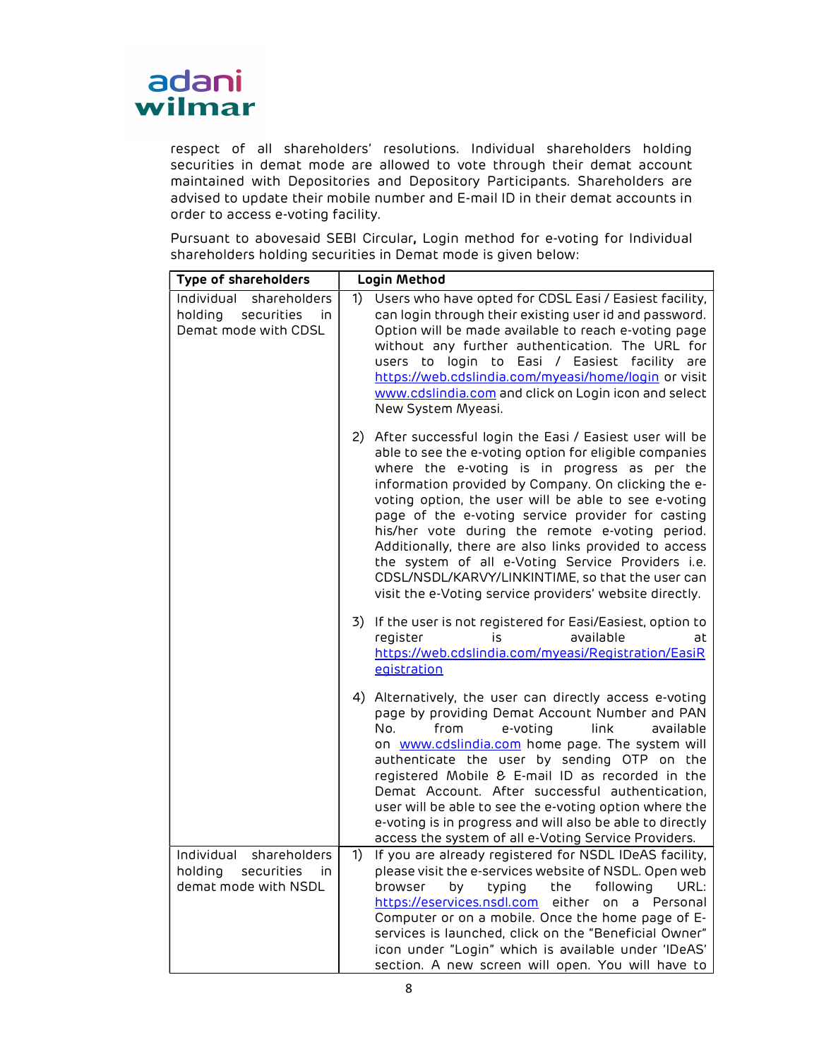respect of all shareholders' resolutions. Individual shareholders holding securities in demat mode are allowed to vote through their demat account maintained with Depositories and Depository Participants. Shareholders are advised to update their mobile number and E-mail ID in their demat accounts in order to access e-voting facility.

Pursuant to abovesaid SEBI Circular**,** Login method for e-voting for Individual shareholders holding securities in Demat mode is given below:

| Type of shareholders | Login Method |
|---|---|
| Individual shareholders holding securities in Demat mode with CDSL | 1) Users who have opted for CDSL Easi / Easiest facility, can login through their existing user id and password. Option will be made available to reach e-voting page without any further authentication. The URL for users to login to Easi / Easiest facility are https://web.cdslindia.com/myeasi/home/login or visit www.cdslindia.com and click on Login icon and select New System Myeasi.<br><br>2) After successful login the Easi / Easiest user will be able to see the e-voting option for eligible companies where the e-voting is in progress as per the information provided by Company. On clicking the e-voting option, the user will be able to see e-voting page of the e-voting service provider for casting his/her vote during the remote e-voting period. Additionally, there are also links provided to access the system of all e-Voting Service Providers i.e. CDSL/NSDL/KARVY/LINKINTIME, so that the user can visit the e-Voting service providers' website directly.<br><br>3) If the user is not registered for Easi/Easiest, option to register is available at https://web.cdslindia.com/myeasi/Registration/EasiRegistration<br><br>4) Alternatively, the user can directly access e-voting page by providing Demat Account Number and PAN No. from e-voting link available on www.cdslindia.com home page. The system will authenticate the user by sending OTP on the registered Mobile & E-mail ID as recorded in the Demat Account. After successful authentication, user will be able to see the e-voting option where the e-voting is in progress and will also be able to directly access the system of all e-Voting Service Providers. |
| Individual shareholders holding securities in demat mode with NSDL | 1) If you are already registered for NSDL IDeAS facility, please visit the e-services website of NSDL. Open web browser by typing the following URL: https://eservices.nsdl.com either on a Personal Computer or on a mobile. Once the home page of E-services is launched, click on the "Beneficial Owner" icon under "Login" which is available under 'IDeAS' section. A new screen will open. You will have to |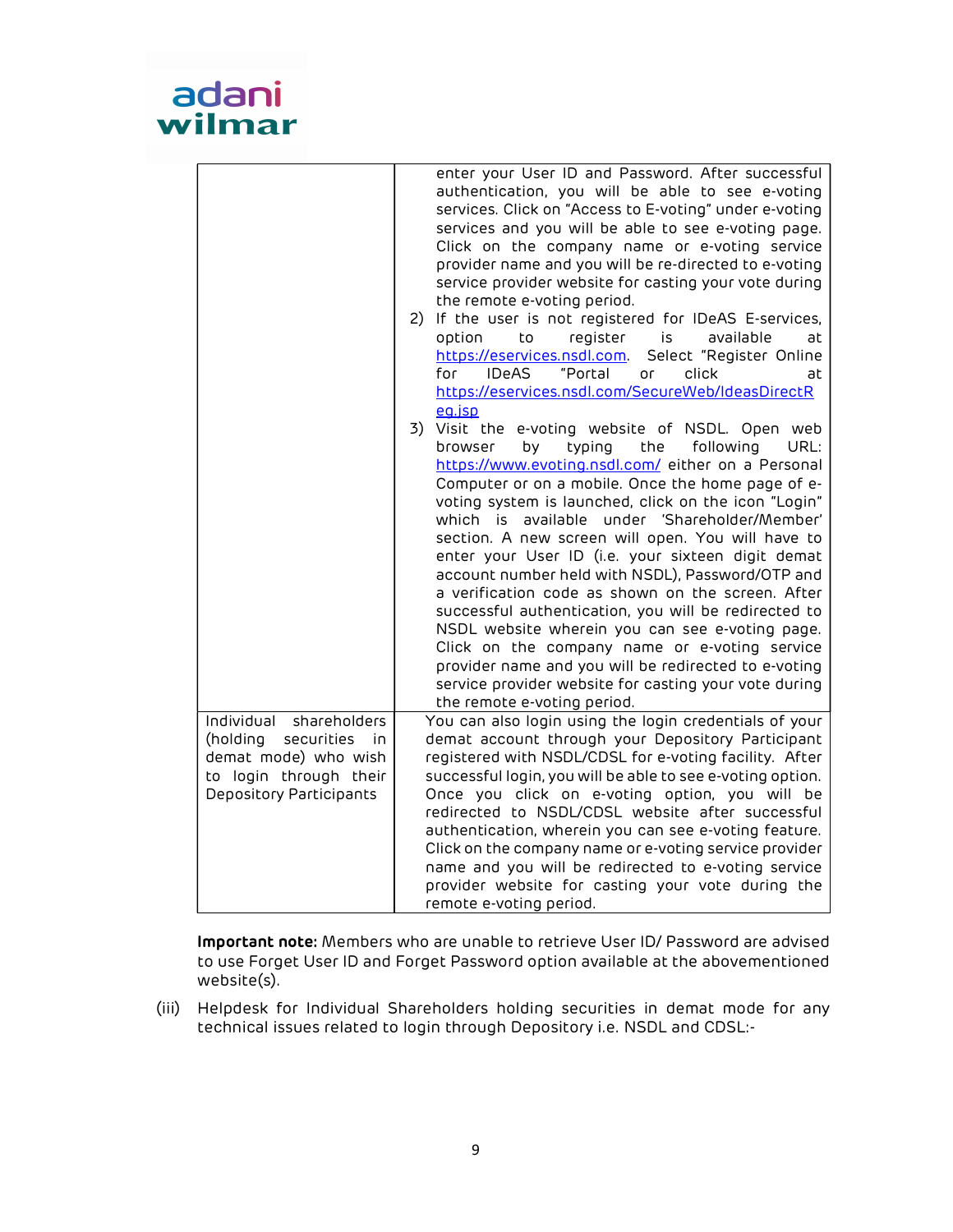| | |
|---|---|
| | enter your User ID and Password. After successful authentication, you will be able to see e-voting services. Click on "Access to E-voting" under e-voting services and you will be able to see e-voting page. Click on the company name or e-voting service provider name and you will be re-directed to e-voting service provider website for casting your vote during the remote e-voting period.<br>2) If the user is not registered for IDeAS E-services, option to register is available at https://eservices.nsdl.com. Select "Register Online for IDeAS "Portal or click at https://eservices.nsdl.com/SecureWeb/IdeasDirectReg.jsp<br>3) Visit the e-voting website of NSDL. Open web browser by typing the following URL: https://www.evoting.nsdl.com/ either on a Personal Computer or on a mobile. Once the home page of e-voting system is launched, click on the icon "Login" which is available under 'Shareholder/Member' section. A new screen will open. You will have to enter your User ID (i.e. your sixteen digit demat account number held with NSDL), Password/OTP and a verification code as shown on the screen. After successful authentication, you will be redirected to NSDL website wherein you can see e-voting page. Click on the company name or e-voting service provider name and you will be redirected to e-voting service provider website for casting your vote during the remote e-voting period. |
| Individual shareholders (holding securities in demat mode) who wish to login through their Depository Participants | You can also login using the login credentials of your demat account through your Depository Participant registered with NSDL/CDSL for e-voting facility. After successful login, you will be able to see e-voting option. Once you click on e-voting option, you will be redirected to NSDL/CDSL website after successful authentication, wherein you can see e-voting feature. Click on the company name or e-voting service provider name and you will be redirected to e-voting service provider website for casting your vote during the remote e-voting period. |

**Important note:** Members who are unable to retrieve User ID/ Password are advised to use Forget User ID and Forget Password option available at the abovementioned website(s).

(iii) Helpdesk for Individual Shareholders holding securities in demat mode for any technical issues related to login through Depository i.e. NSDL and CDSL:-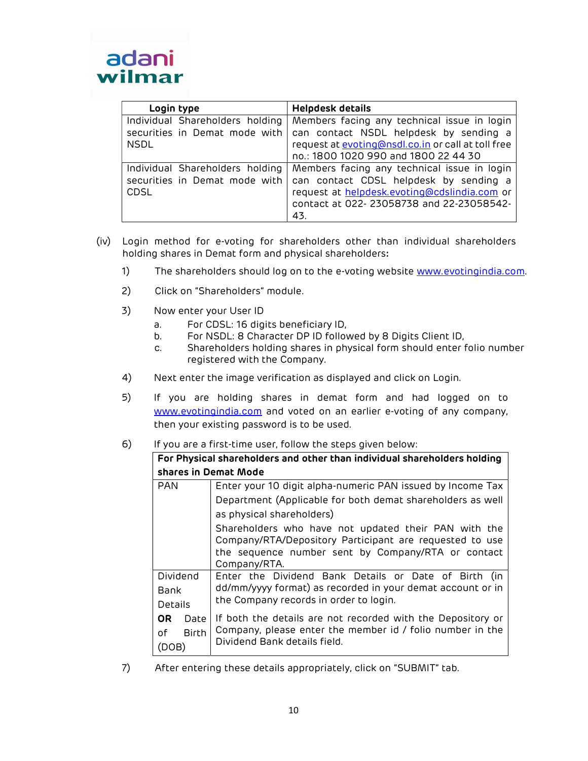| Login type | Helpdesk details |
|---|---|
| Individual Shareholders holding securities in Demat mode with NSDL | Members facing any technical issue in login can contact NSDL helpdesk by sending a request at evoting@nsdl.co.in or call at toll free no.: 1800 1020 990 and 1800 22 44 30 |
| Individual Shareholders holding securities in Demat mode with CDSL | Members facing any technical issue in login can contact CDSL helpdesk by sending a request at helpdesk.evoting@cdslindia.com or contact at 022- 23058738 and 22-23058542-43. |

(iv) Login method for e-voting for shareholders other than individual shareholders holding shares in Demat form and physical shareholders:

1) The shareholders should log on to the e-voting website www.evotingindia.com.

2) Click on "Shareholders" module.

3) Now enter your User ID
   a. For CDSL: 16 digits beneficiary ID,
   b. For NSDL: 8 Character DP ID followed by 8 Digits Client ID,
   c. Shareholders holding shares in physical form should enter folio number registered with the Company.

4) Next enter the image verification as displayed and click on Login.

5) If you are holding shares in demat form and had logged on to www.evotingindia.com and voted on an earlier e-voting of any company, then your existing password is to be used.

6) If you are a first-time user, follow the steps given below:

| **For Physical shareholders and other than individual shareholders holding shares in Demat Mode** | |
|---|---|
| PAN | Enter your 10 digit alpha-numeric PAN issued by Income Tax Department (Applicable for both demat shareholders as well as physical shareholders)<br>Shareholders who have not updated their PAN with the Company/RTA/Depository Participant are requested to use the sequence number sent by Company/RTA or contact Company/RTA. |
| Dividend Bank Details **OR** Date of Birth (DOB) | Enter the Dividend Bank Details or Date of Birth (in dd/mm/yyyy format) as recorded in your demat account or in the Company records in order to login.<br>If both the details are not recorded with the Depository or Company, please enter the member id / folio number in the Dividend Bank details field. |

7) After entering these details appropriately, click on "SUBMIT" tab.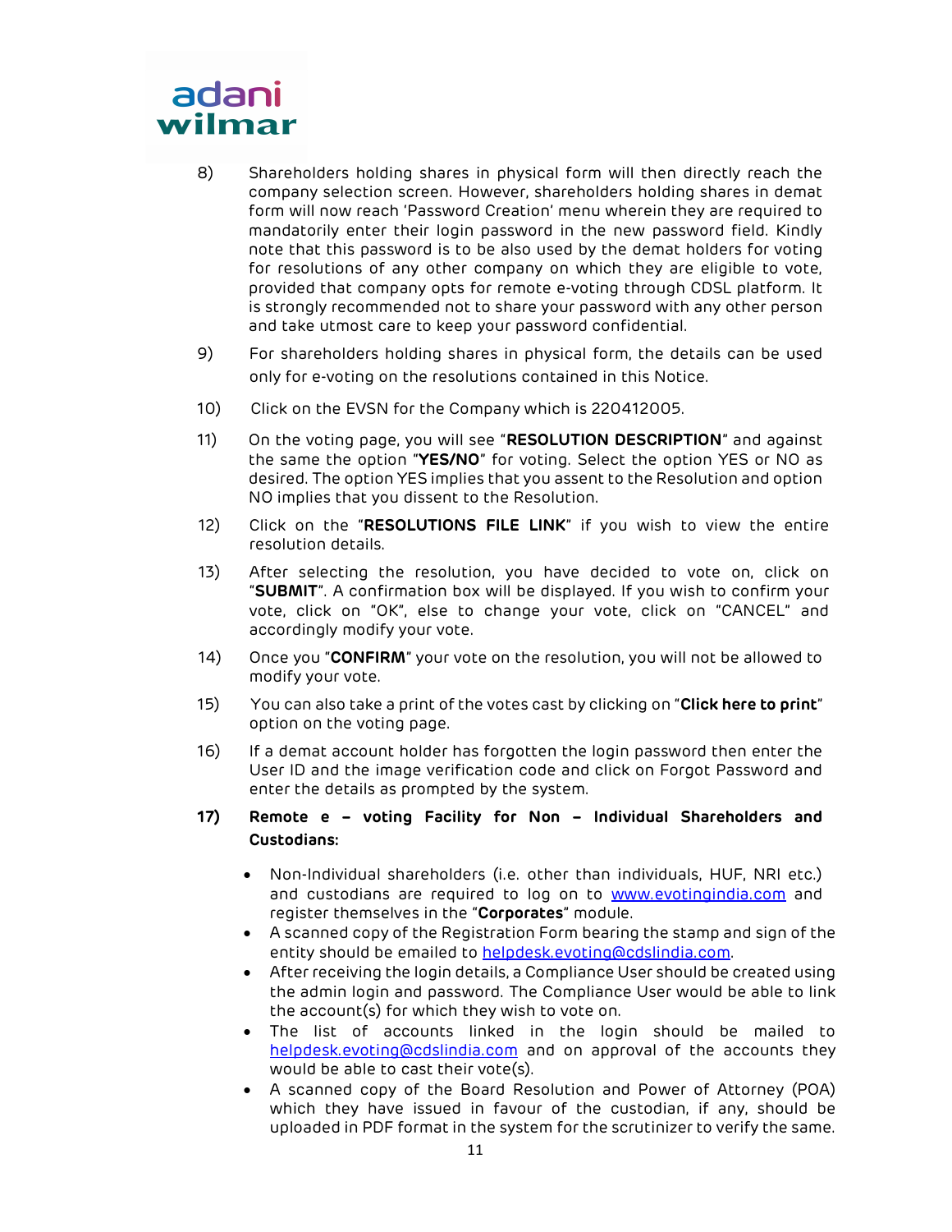8) Shareholders holding shares in physical form will then directly reach the company selection screen. However, shareholders holding shares in demat form will now reach 'Password Creation' menu wherein they are required to mandatorily enter their login password in the new password field. Kindly note that this password is to be also used by the demat holders for voting for resolutions of any other company on which they are eligible to vote, provided that company opts for remote e-voting through CDSL platform. It is strongly recommended not to share your password with any other person and take utmost care to keep your password confidential.

9) For shareholders holding shares in physical form, the details can be used only for e-voting on the resolutions contained in this Notice.

10) Click on the EVSN for the Company which is 220412005.

11) On the voting page, you will see "**RESOLUTION DESCRIPTION**" and against the same the option "**YES/NO**" for voting. Select the option YES or NO as desired. The option YES implies that you assent to the Resolution and option NO implies that you dissent to the Resolution.

12) Click on the "**RESOLUTIONS FILE LINK**" if you wish to view the entire resolution details.

13) After selecting the resolution, you have decided to vote on, click on "**SUBMIT**". A confirmation box will be displayed. If you wish to confirm your vote, click on "OK", else to change your vote, click on "CANCEL" and accordingly modify your vote.

14) Once you "**CONFIRM**" your vote on the resolution, you will not be allowed to modify your vote.

15) You can also take a print of the votes cast by clicking on "**Click here to print**" option on the voting page.

16) If a demat account holder has forgotten the login password then enter the User ID and the image verification code and click on Forgot Password and enter the details as prompted by the system.

**17) Remote e – voting Facility for Non – Individual Shareholders and Custodians:**

- Non-Individual shareholders (i.e. other than individuals, HUF, NRI etc.) and custodians are required to log on to www.evotingindia.com and register themselves in the "**Corporates**" module.
- A scanned copy of the Registration Form bearing the stamp and sign of the entity should be emailed to helpdesk.evoting@cdslindia.com.
- After receiving the login details, a Compliance User should be created using the admin login and password. The Compliance User would be able to link the account(s) for which they wish to vote on.
- The list of accounts linked in the login should be mailed to helpdesk.evoting@cdslindia.com and on approval of the accounts they would be able to cast their vote(s).
- A scanned copy of the Board Resolution and Power of Attorney (POA) which they have issued in favour of the custodian, if any, should be uploaded in PDF format in the system for the scrutinizer to verify the same.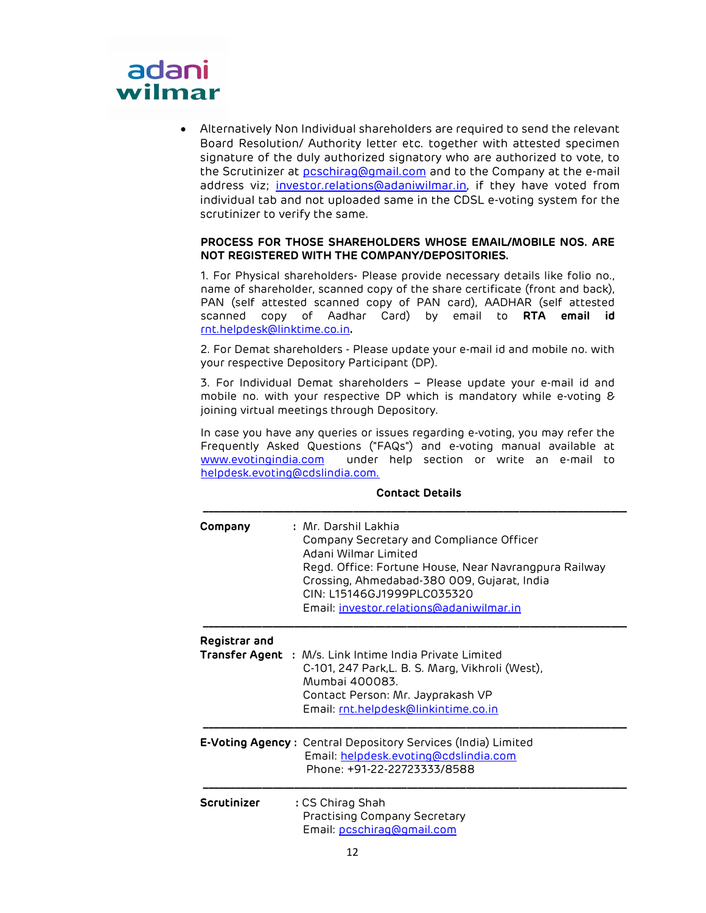- Alternatively Non Individual shareholders are required to send the relevant Board Resolution/ Authority letter etc. together with attested specimen signature of the duly authorized signatory who are authorized to vote, to the Scrutinizer at pcschirag@gmail.com and to the Company at the e-mail address viz; investor.relations@adaniwilmar.in, if they have voted from individual tab and not uploaded same in the CDSL e-voting system for the scrutinizer to verify the same.

**PROCESS FOR THOSE SHAREHOLDERS WHOSE EMAIL/MOBILE NOS. ARE NOT REGISTERED WITH THE COMPANY/DEPOSITORIES.**

1. For Physical shareholders- Please provide necessary details like folio no., name of shareholder, scanned copy of the share certificate (front and back), PAN (self attested scanned copy of PAN card), AADHAR (self attested scanned copy of Aadhar Card) by email to **RTA email id** rnt.helpdesk@linktime.co.in**.**

2. For Demat shareholders - Please update your e-mail id and mobile no. with your respective Depository Participant (DP).

3. For Individual Demat shareholders – Please update your e-mail id and mobile no. with your respective DP which is mandatory while e-voting & joining virtual meetings through Depository.

In case you have any queries or issues regarding e-voting, you may refer the Frequently Asked Questions ("FAQs") and e-voting manual available at www.evotingindia.com under help section or write an e-mail to helpdesk.evoting@cdslindia.com.

**Contact Details**

| | |
|---|---|
| **Company** | : Mr. Darshil Lakhia<br>Company Secretary and Compliance Officer<br>Adani Wilmar Limited<br>Regd. Office: Fortune House, Near Navrangpura Railway Crossing, Ahmedabad-380 009, Gujarat, India<br>CIN: L15146GJ1999PLC035320<br>Email: investor.relations@adaniwilmar.in |
| **Registrar and Transfer Agent** | : M/s. Link Intime India Private Limited<br>C-101, 247 Park,L. B. S. Marg, Vikhroli (West),<br>Mumbai 400083.<br>Contact Person: Mr. Jayprakash VP<br>Email: rnt.helpdesk@linkintime.co.in |
| **E-Voting Agency** | : Central Depository Services (India) Limited<br>Email: helpdesk.evoting@cdslindia.com<br>Phone: +91-22-22723333/8588 |
| **Scrutinizer** | : CS Chirag Shah<br>Practising Company Secretary<br>Email: pcschirag@gmail.com |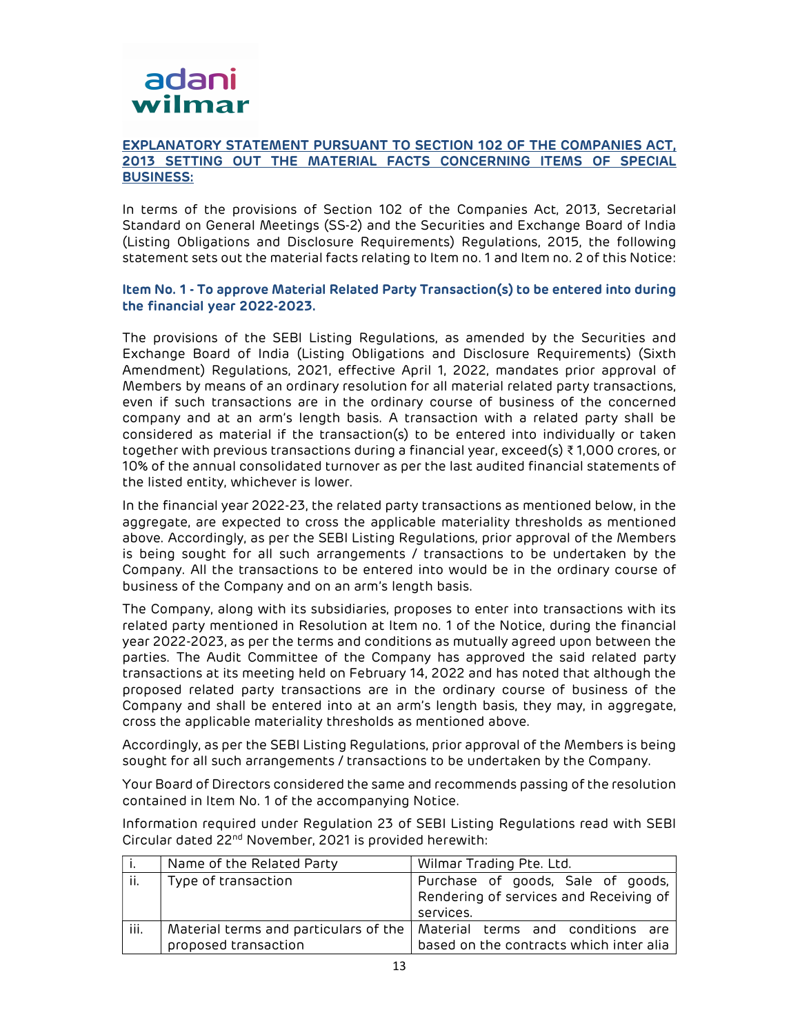## EXPLANATORY STATEMENT PURSUANT TO SECTION 102 OF THE COMPANIES ACT, 2013 SETTING OUT THE MATERIAL FACTS CONCERNING ITEMS OF SPECIAL BUSINESS:

In terms of the provisions of Section 102 of the Companies Act, 2013, Secretarial Standard on General Meetings (SS-2) and the Securities and Exchange Board of India (Listing Obligations and Disclosure Requirements) Regulations, 2015, the following statement sets out the material facts relating to Item no. 1 and Item no. 2 of this Notice:

### Item No. 1 - To approve Material Related Party Transaction(s) to be entered into during the financial year 2022-2023.

The provisions of the SEBI Listing Regulations, as amended by the Securities and Exchange Board of India (Listing Obligations and Disclosure Requirements) (Sixth Amendment) Regulations, 2021, effective April 1, 2022, mandates prior approval of Members by means of an ordinary resolution for all material related party transactions, even if such transactions are in the ordinary course of business of the concerned company and at an arm's length basis. A transaction with a related party shall be considered as material if the transaction(s) to be entered into individually or taken together with previous transactions during a financial year, exceed(s) ₹ 1,000 crores, or 10% of the annual consolidated turnover as per the last audited financial statements of the listed entity, whichever is lower.

In the financial year 2022-23, the related party transactions as mentioned below, in the aggregate, are expected to cross the applicable materiality thresholds as mentioned above. Accordingly, as per the SEBI Listing Regulations, prior approval of the Members is being sought for all such arrangements / transactions to be undertaken by the Company. All the transactions to be entered into would be in the ordinary course of business of the Company and on an arm's length basis.

The Company, along with its subsidiaries, proposes to enter into transactions with its related party mentioned in Resolution at Item no. 1 of the Notice, during the financial year 2022-2023, as per the terms and conditions as mutually agreed upon between the parties. The Audit Committee of the Company has approved the said related party transactions at its meeting held on February 14, 2022 and has noted that although the proposed related party transactions are in the ordinary course of business of the Company and shall be entered into at an arm's length basis, they may, in aggregate, cross the applicable materiality thresholds as mentioned above.

Accordingly, as per the SEBI Listing Regulations, prior approval of the Members is being sought for all such arrangements / transactions to be undertaken by the Company.

Your Board of Directors considered the same and recommends passing of the resolution contained in Item No. 1 of the accompanying Notice.

Information required under Regulation 23 of SEBI Listing Regulations read with SEBI Circular dated 22nd November, 2021 is provided herewith:

| | | |
|---|---|---|
| i. | Name of the Related Party | Wilmar Trading Pte. Ltd. |
| ii. | Type of transaction | Purchase of goods, Sale of goods, Rendering of services and Receiving of services. |
| iii. | Material terms and particulars of the proposed transaction | Material terms and conditions are based on the contracts which inter alia |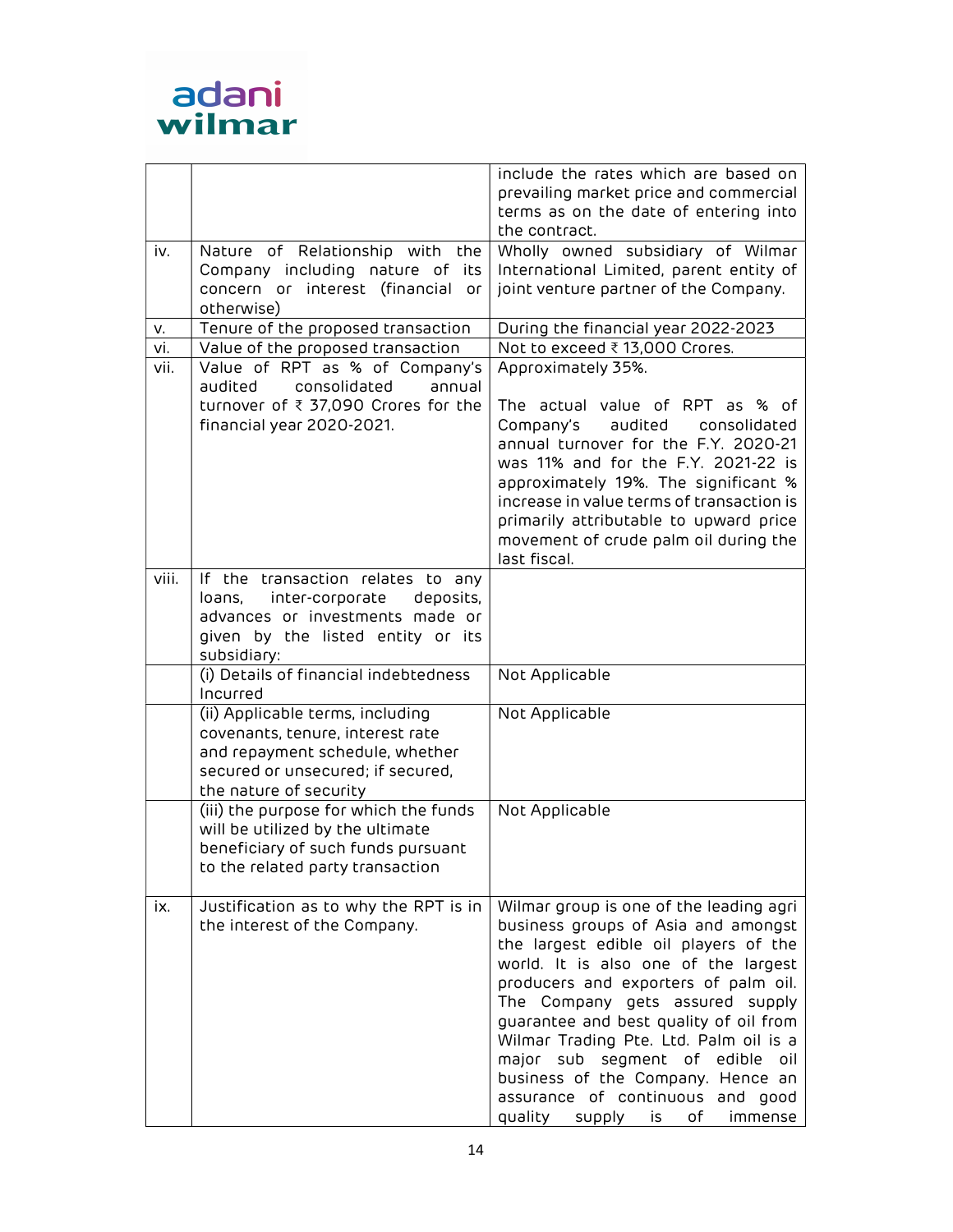|  |  |  |
|---|---|---|
|  |  | include the rates which are based on prevailing market price and commercial terms as on the date of entering into the contract. |
| iv. | Nature of Relationship with the Company including nature of its concern or interest (financial or otherwise) | Wholly owned subsidiary of Wilmar International Limited, parent entity of joint venture partner of the Company. |
| v. | Tenure of the proposed transaction | During the financial year 2022-2023 |
| vi. | Value of the proposed transaction | Not to exceed ₹ 13,000 Crores. |
| vii. | Value of RPT as % of Company's audited consolidated annual turnover of ₹ 37,090 Crores for the financial year 2020-2021. | Approximately 35%.<br><br>The actual value of RPT as % of Company's audited consolidated annual turnover for the F.Y. 2020-21 was 11% and for the F.Y. 2021-22 is approximately 19%. The significant % increase in value terms of transaction is primarily attributable to upward price movement of crude palm oil during the last fiscal. |
| viii. | If the transaction relates to any loans, inter-corporate deposits, advances or investments made or given by the listed entity or its subsidiary: |  |
|  | (i) Details of financial indebtedness Incurred | Not Applicable |
|  | (ii) Applicable terms, including covenants, tenure, interest rate and repayment schedule, whether secured or unsecured; if secured, the nature of security | Not Applicable |
|  | (iii) the purpose for which the funds will be utilized by the ultimate beneficiary of such funds pursuant to the related party transaction | Not Applicable |
| ix. | Justification as to why the RPT is in the interest of the Company. | Wilmar group is one of the leading agri business groups of Asia and amongst the largest edible oil players of the world. It is also one of the largest producers and exporters of palm oil. The Company gets assured supply guarantee and best quality of oil from Wilmar Trading Pte. Ltd. Palm oil is a major sub segment of edible oil business of the Company. Hence an assurance of continuous and good quality supply is of immense |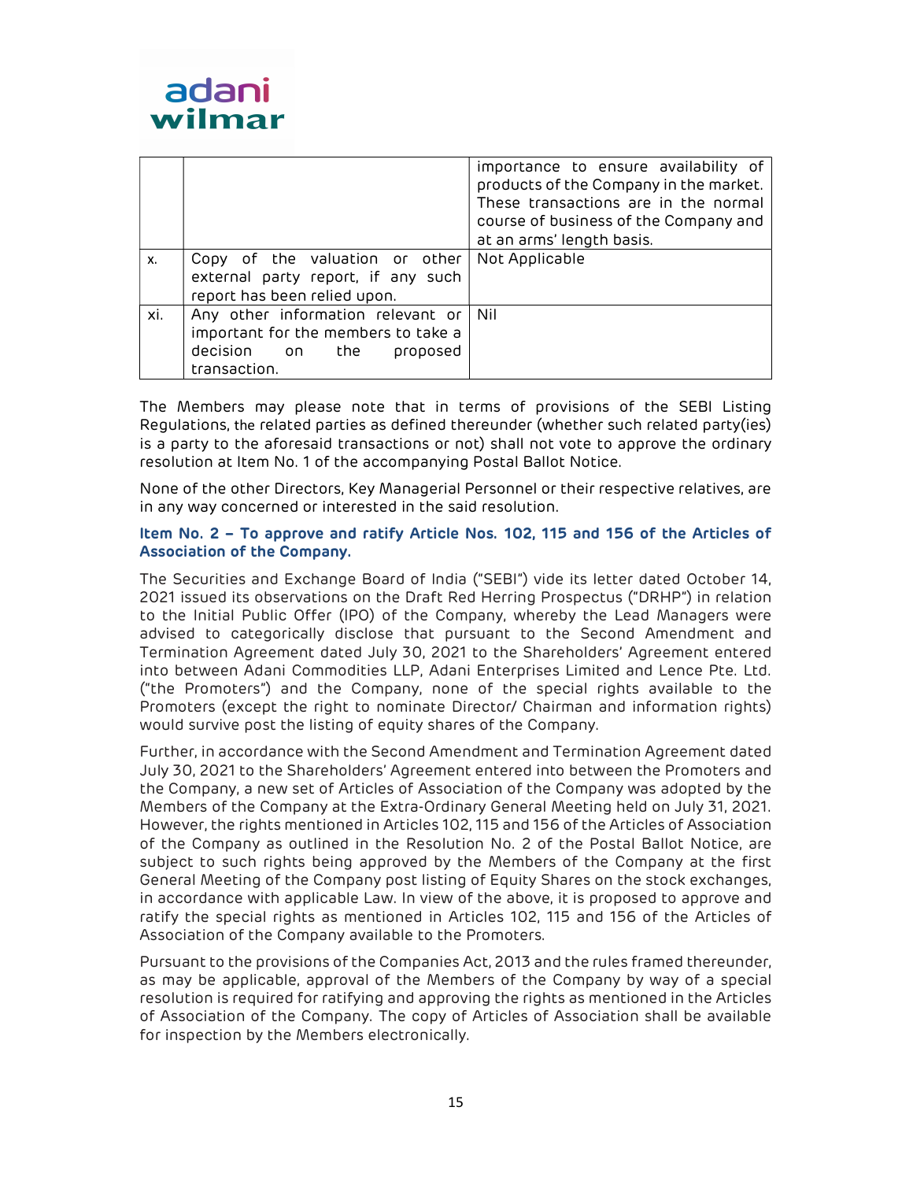|  |  | importance to ensure availability of products of the Company in the market. These transactions are in the normal course of business of the Company and at an arms' length basis. |
|---|---|---|
| x. | Copy of the valuation or other external party report, if any such report has been relied upon. | Not Applicable |
| xi. | Any other information relevant or important for the members to take a decision on the proposed transaction. | Nil |

The Members may please note that in terms of provisions of the SEBI Listing Regulations, the related parties as defined thereunder (whether such related party(ies) is a party to the aforesaid transactions or not) shall not vote to approve the ordinary resolution at Item No. 1 of the accompanying Postal Ballot Notice.

None of the other Directors, Key Managerial Personnel or their respective relatives, are in any way concerned or interested in the said resolution.

### Item No. 2 – To approve and ratify Article Nos. 102, 115 and 156 of the Articles of Association of the Company.

The Securities and Exchange Board of India ("SEBI") vide its letter dated October 14, 2021 issued its observations on the Draft Red Herring Prospectus ("DRHP") in relation to the Initial Public Offer (IPO) of the Company, whereby the Lead Managers were advised to categorically disclose that pursuant to the Second Amendment and Termination Agreement dated July 30, 2021 to the Shareholders' Agreement entered into between Adani Commodities LLP, Adani Enterprises Limited and Lence Pte. Ltd. ("the Promoters") and the Company, none of the special rights available to the Promoters (except the right to nominate Director/ Chairman and information rights) would survive post the listing of equity shares of the Company.

Further, in accordance with the Second Amendment and Termination Agreement dated July 30, 2021 to the Shareholders' Agreement entered into between the Promoters and the Company, a new set of Articles of Association of the Company was adopted by the Members of the Company at the Extra-Ordinary General Meeting held on July 31, 2021. However, the rights mentioned in Articles 102, 115 and 156 of the Articles of Association of the Company as outlined in the Resolution No. 2 of the Postal Ballot Notice, are subject to such rights being approved by the Members of the Company at the first General Meeting of the Company post listing of Equity Shares on the stock exchanges, in accordance with applicable Law. In view of the above, it is proposed to approve and ratify the special rights as mentioned in Articles 102, 115 and 156 of the Articles of Association of the Company available to the Promoters.

Pursuant to the provisions of the Companies Act, 2013 and the rules framed thereunder, as may be applicable, approval of the Members of the Company by way of a special resolution is required for ratifying and approving the rights as mentioned in the Articles of Association of the Company. The copy of Articles of Association shall be available for inspection by the Members electronically.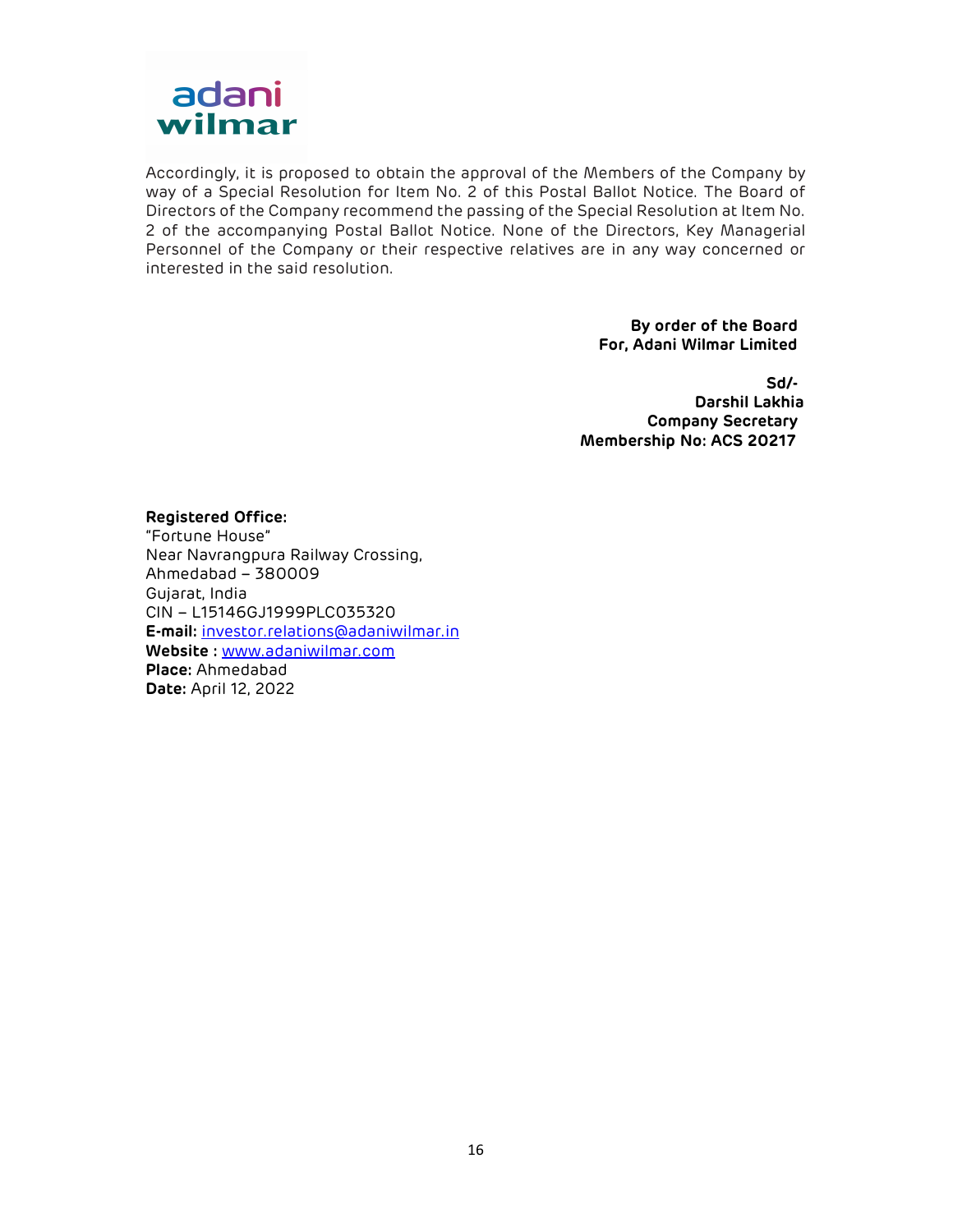Accordingly, it is proposed to obtain the approval of the Members of the Company by way of a Special Resolution for Item No. 2 of this Postal Ballot Notice. The Board of Directors of the Company recommend the passing of the Special Resolution at Item No. 2 of the accompanying Postal Ballot Notice. None of the Directors, Key Managerial Personnel of the Company or their respective relatives are in any way concerned or interested in the said resolution.

**By order of the Board**
**For, Adani Wilmar Limited**

**Sd/-**
**Darshil Lakhia**
**Company Secretary**
**Membership No: ACS 20217**

**Registered Office:**
"Fortune House"
Near Navrangpura Railway Crossing,
Ahmedabad – 380009
Gujarat, India
CIN – L15146GJ1999PLC035320
**E-mail:** investor.relations@adaniwilmar.in
**Website :** www.adaniwilmar.com
**Place:** Ahmedabad
**Date:** April 12, 2022